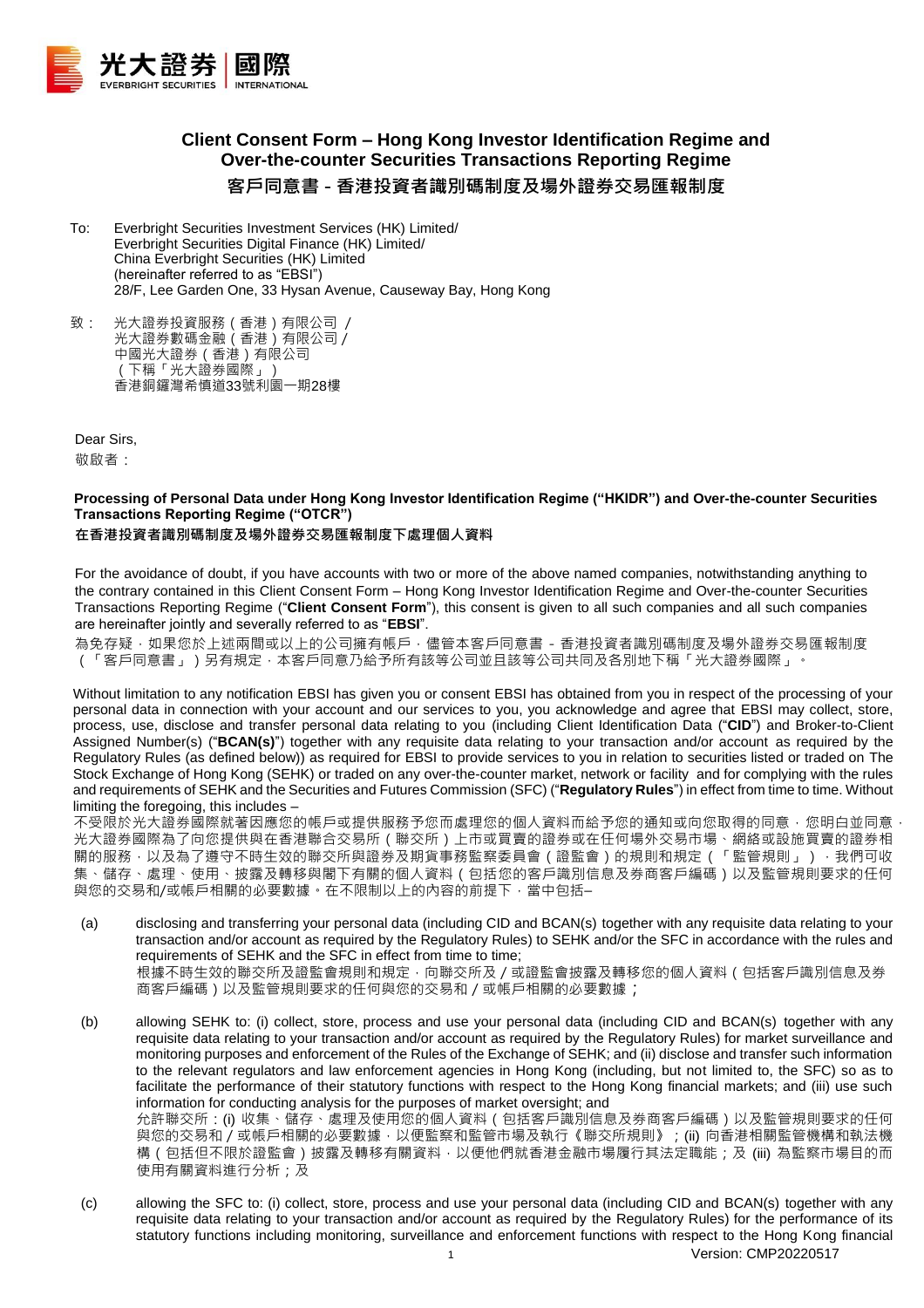# Client Consent Form – Hong Kong Investor Identification Regime and Over-the-counter Securities Transactions Reporting Regime

# 客戶同意書 - 香港投資者識別碼制度及場外證券交易匯報制度

To: Everbright Securities Investment Services (HK) Limited/
Everbright Securities Digital Finance (HK) Limited/
China Everbright Securities (HK) Limited
(hereinafter referred to as "EBSI")
28/F, Lee Garden One, 33 Hysan Avenue, Causeway Bay, Hong Kong

致： 光大證券投資服務（香港）有限公司 /
光大證券數碼金融（香港）有限公司 /
中國光大證券（香港）有限公司
（下稱「光大證券國際」）
香港銅鑼灣希慎道33號利園一期28樓

Dear Sirs,
敬啟者：

**Processing of Personal Data under Hong Kong Investor Identification Regime ("HKIDR") and Over-the-counter Securities Transactions Reporting Regime ("OTCR")**
**在香港投資者識別碼制度及場外證券交易匯報制度下處理個人資料**

For the avoidance of doubt, if you have accounts with two or more of the above named companies, notwithstanding anything to the contrary contained in this Client Consent Form – Hong Kong Investor Identification Regime and Over-the-counter Securities Transactions Reporting Regime ("**Client Consent Form**"), this consent is given to all such companies and all such companies are hereinafter jointly and severally referred to as "**EBSI**".
為免存疑，如果您於上述兩間或以上的公司擁有帳戶，儘管本客戶同意書 - 香港投資者識別碼制度及場外證券交易匯報制度（「客戶同意書」）另有規定，本客戶同意乃給予所有該等公司並且該等公司共同及各別地下稱「光大證券國際」。

Without limitation to any notification EBSI has given you or consent EBSI has obtained from you in respect of the processing of your personal data in connection with your account and our services to you, you acknowledge and agree that EBSI may collect, store, process, use, disclose and transfer personal data relating to you (including Client Identification Data ("**CID**") and Broker-to-Client Assigned Number(s) ("**BCAN(s)**") together with any requisite data relating to your transaction and/or account as required by the Regulatory Rules (as defined below)) as required for EBSI to provide services to you in relation to securities listed or traded on The Stock Exchange of Hong Kong (SEHK) or traded on any over-the-counter market, network or facility and for complying with the rules and requirements of SEHK and the Securities and Futures Commission (SFC) ("**Regulatory Rules**") in effect from time to time. Without limiting the foregoing, this includes –
不受限於光大證券國際就著因應您的帳戶或提供服務予您而處理您的個人資料而給予您的通知或向您取得的同意，您明白並同意，光大證券國際為了向您提供與在香港聯合交易所（聯交所）上市或買賣的證券或在任何場外交易市場、網絡或設施買賣的證券相關的服務，以及為了遵守不時生效的聯交所與證券及期貨事務監察委員會（證監會）的規則和規定（「監管規則」），我們可收集、儲存、處理、使用、披露及轉移與閣下有關的個人資料（包括您的客戶識別信息及券商客戶編碼）以及監管規則要求的任何與您的交易和/或帳戶相關的必要數據。在不限制以上的內容的前提下，當中包括–

(a) disclosing and transferring your personal data (including CID and BCAN(s) together with any requisite data relating to your transaction and/or account as required by the Regulatory Rules) to SEHK and/or the SFC in accordance with the rules and requirements of SEHK and the SFC in effect from time to time;
根據不時生效的聯交所及證監會規則和規定，向聯交所及／或證監會披露及轉移您的個人資料（包括客戶識別信息及券商客戶編碼）以及監管規則要求的任何與您的交易和／或帳戶相關的必要數據；

(b) allowing SEHK to: (i) collect, store, process and use your personal data (including CID and BCAN(s) together with any requisite data relating to your transaction and/or account as required by the Regulatory Rules) for market surveillance and monitoring purposes and enforcement of the Rules of the Exchange of SEHK; and (ii) disclose and transfer such information to the relevant regulators and law enforcement agencies in Hong Kong (including, but not limited to, the SFC) so as to facilitate the performance of their statutory functions with respect to the Hong Kong financial markets; and (iii) use such information for conducting analysis for the purposes of market oversight; and
允許聯交所：(i) 收集、儲存、處理及使用您的個人資料（包括客戶識別信息及券商客戶編碼）以及監管規則要求的任何與您的交易和／或帳戶相關的必要數據，以便監察和監管市場及執行《聯交所規則》；(ii) 向香港相關監管機構和執法機構（包括但不限於證監會）披露及轉移有關資料，以便他們就香港金融市場履行其法定職能；及 (iii) 為監察市場目的而使用有關資料進行分析；及

(c) allowing the SFC to: (i) collect, store, process and use your personal data (including CID and BCAN(s) together with any requisite data relating to your transaction and/or account as required by the Regulatory Rules) for the performance of its statutory functions including monitoring, surveillance and enforcement functions with respect to the Hong Kong financial

Version: CMP20220517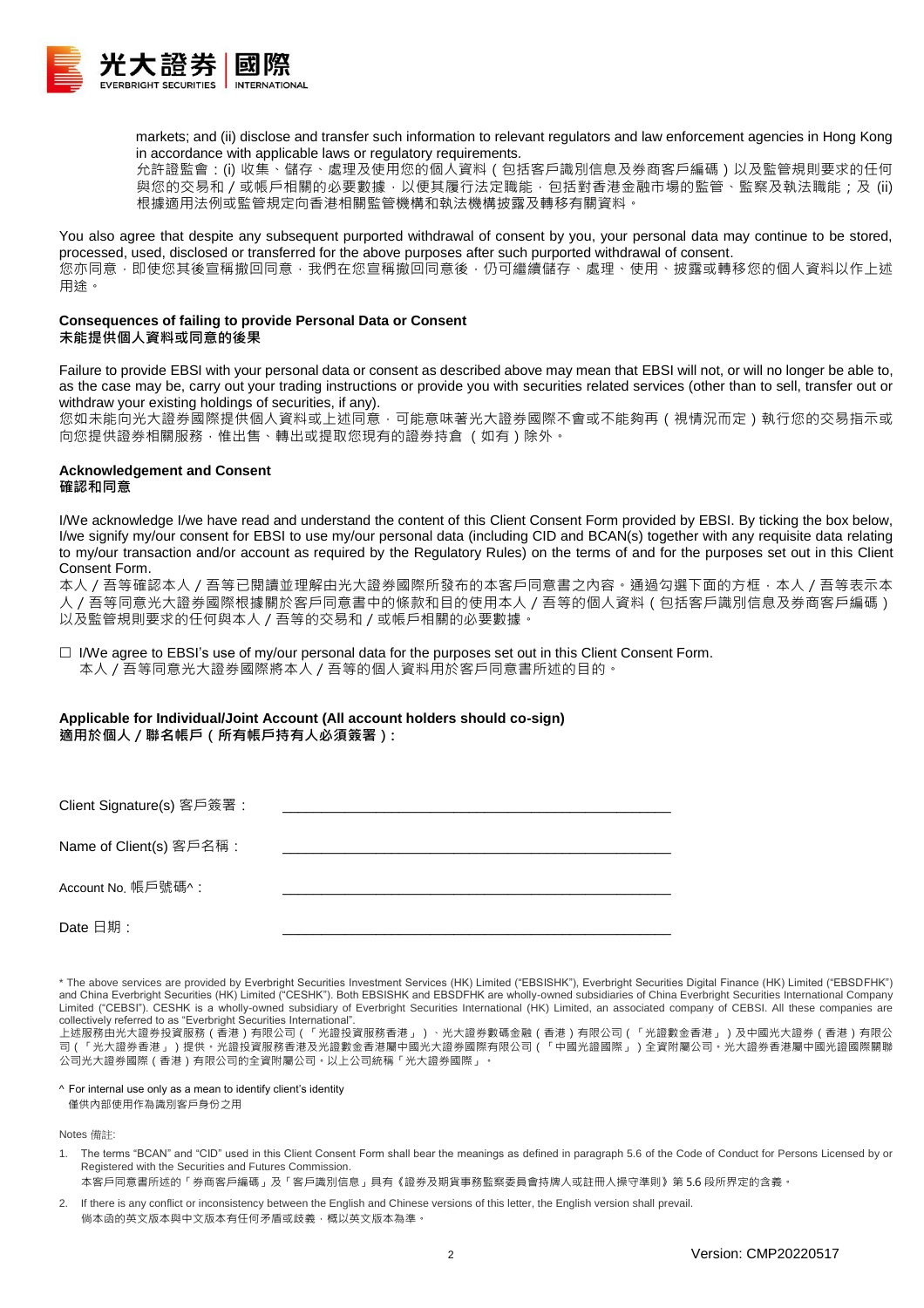markets; and (ii) disclose and transfer such information to relevant regulators and law enforcement agencies in Hong Kong in accordance with applicable laws or regulatory requirements.
允許證監會：(i) 收集、儲存、處理及使用您的個人資料（包括客戶識別信息及券商客戶編碼）以及監管規則要求的任何與您的交易和／或帳戶相關的必要數據，以便其履行法定職能，包括對香港金融市場的監管、監察及執法職能；及 (ii) 根據適用法例或監管規定向香港相關監管機構和執法機構披露及轉移有關資料。

You also agree that despite any subsequent purported withdrawal of consent by you, your personal data may continue to be stored, processed, used, disclosed or transferred for the above purposes after such purported withdrawal of consent.
您亦同意，即使您其後宣稱撤回同意，我們在您宣稱撤回同意後，仍可繼續儲存、處理、使用、披露或轉移您的個人資料以作上述用途。

**Consequences of failing to provide Personal Data or Consent**
**未能提供個人資料或同意的後果**

Failure to provide EBSI with your personal data or consent as described above may mean that EBSI will not, or will no longer be able to, as the case may be, carry out your trading instructions or provide you with securities related services (other than to sell, transfer out or withdraw your existing holdings of securities, if any).
您如未能向光大證券國際提供個人資料或上述同意，可能意味著光大證券國際不會或不能夠再（視情況而定）執行您的交易指示或向您提供證券相關服務，惟出售、轉出或提取您現有的證券持倉（如有）除外。

**Acknowledgement and Consent**
**確認和同意**

I/We acknowledge I/we have read and understand the content of this Client Consent Form provided by EBSI. By ticking the box below, I/we signify my/our consent for EBSI to use my/our personal data (including CID and BCAN(s) together with any requisite data relating to my/our transaction and/or account as required by the Regulatory Rules) on the terms of and for the purposes set out in this Client Consent Form.
本人／吾等確認本人／吾等已閱讀並理解由光大證券國際所發布的本客戶同意書之內容。通過勾選下面的方框，本人／吾等表示本人／吾等同意光大證券國際根據關於客戶同意書中的條款和目的使用本人／吾等的個人資料（包括客戶識別信息及券商客戶編碼）以及監管規則要求的任何與本人／吾等的交易和／或帳戶相關的必要數據。

☐ I/We agree to EBSI's use of my/our personal data for the purposes set out in this Client Consent Form.
本人／吾等同意光大證券國際將本人／吾等的個人資料用於客戶同意書所述的目的。

**Applicable for Individual/Joint Account (All account holders should co-sign)**
**適用於個人／聯名帳戶（所有帳戶持有人必須簽署）:**

Client Signature(s) 客戶簽署： ______________________________

Name of Client(s) 客戶名稱： ______________________________

Account No. 帳戶號碼^： ______________________________

Date 日期： ______________________________

* The above services are provided by Everbright Securities Investment Services (HK) Limited ("EBSISHK"), Everbright Securities Digital Finance (HK) Limited ("EBSDFHK") and China Everbright Securities (HK) Limited ("CESHK"). Both EBSISHK and EBSDFHK are wholly-owned subsidiaries of China Everbright Securities International Company Limited ("CEBSI"). CESHK is a wholly-owned subsidiary of Everbright Securities International (HK) Limited, an associated company of CEBSI. All these companies are collectively referred to as "Everbright Securities International".
上述服務由光大證券投資服務（香港）有限公司（「光證投資服務香港」）、光大證券數碼金融（香港）有限公司（「光證數金香港」）及中國光大證券（香港）有限公司（「光大證券香港」）提供。光證投資服務香港及光證數金香港屬中國光大證券國際有限公司（「中國光證國際」）全資附屬公司。光大證券香港屬中國光證國際關聯公司光大證券國際（香港）有限公司的全資附屬公司。以上公司統稱「光大證券國際」。

^ For internal use only as a mean to identify client's identity
僅供內部使用作為識別客戶身份之用

Notes 備註:

1. The terms "BCAN" and "CID" used in this Client Consent Form shall bear the meanings as defined in paragraph 5.6 of the Code of Conduct for Persons Licensed by or Registered with the Securities and Futures Commission.
本客戶同意書所述的「券商客戶編碼」及「客戶識別信息」具有《證券及期貨事務監察委員會持牌人或註冊人操守準則》第 5.6 段所界定的含義。
2. If there is any conflict or inconsistency between the English and Chinese versions of this letter, the English version shall prevail.
倘本函的英文版本與中文版本有任何矛盾或歧義，概以英文版本為準。

Version: CMP20220517